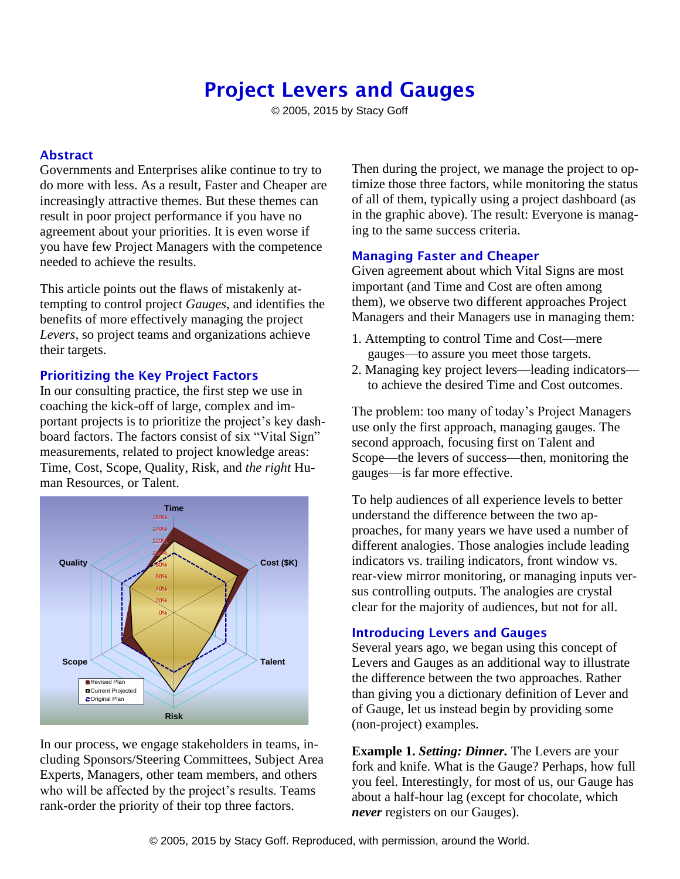# Project Levers and Gauges

© 2005, 2015 by Stacy Goff

## Abstract

Governments and Enterprises alike continue to try to do more with less. As a result, Faster and Cheaper are increasingly attractive themes. But these themes can result in poor project performance if you have no agreement about your priorities. It is even worse if you have few Project Managers with the competence needed to achieve the results.

This article points out the flaws of mistakenly attempting to control project *Gauges*, and identifies the benefits of more effectively managing the project *Levers*, so project teams and organizations achieve their targets.

## Prioritizing the Key Project Factors

In our consulting practice, the first step we use in coaching the kick-off of large, complex and important projects is to prioritize the project's key dashboard factors. The factors consist of six "Vital Sign" measurements, related to project knowledge areas: Time, Cost, Scope, Quality, Risk, and *the right* Human Resources, or Talent.

In our process, we engage stakeholders in teams, including Sponsors/Steering Committees, Subject Area Experts, Managers, other team members, and others who will be affected by the project's results. Teams rank-order the priority of their top three factors.

Then during the project, we manage the project to optimize those three factors, while monitoring the status of all of them, typically using a project dashboard (as in the graphic above). The result: Everyone is managing to the same success criteria.

## Managing Faster and Cheaper

Given agreement about which Vital Signs are most important (and Time and Cost are often among them), we observe two different approaches Project Managers and their Managers use in managing them:

1. Attempting to control Time and Cost—mere gauges—to assure you meet those targets.
2. Managing key project levers—leading indicators—to achieve the desired Time and Cost outcomes.

The problem: too many of today's Project Managers use only the first approach, managing gauges. The second approach, focusing first on Talent and Scope—the levers of success—then, monitoring the gauges—is far more effective.

To help audiences of all experience levels to better understand the difference between the two approaches, for many years we have used a number of different analogies. Those analogies include leading indicators vs. trailing indicators, front window vs. rear-view mirror monitoring, or managing inputs versus controlling outputs. The analogies are crystal clear for the majority of audiences, but not for all.

## Introducing Levers and Gauges

Several years ago, we began using this concept of Levers and Gauges as an additional way to illustrate the difference between the two approaches. Rather than giving you a dictionary definition of Lever and of Gauge, let us instead begin by providing some (non-project) examples.

**Example 1.** ***Setting: Dinner.*** The Levers are your fork and knife. What is the Gauge? Perhaps, how full you feel. Interestingly, for most of us, our Gauge has about a half-hour lag (except for chocolate, which ***never*** registers on our Gauges).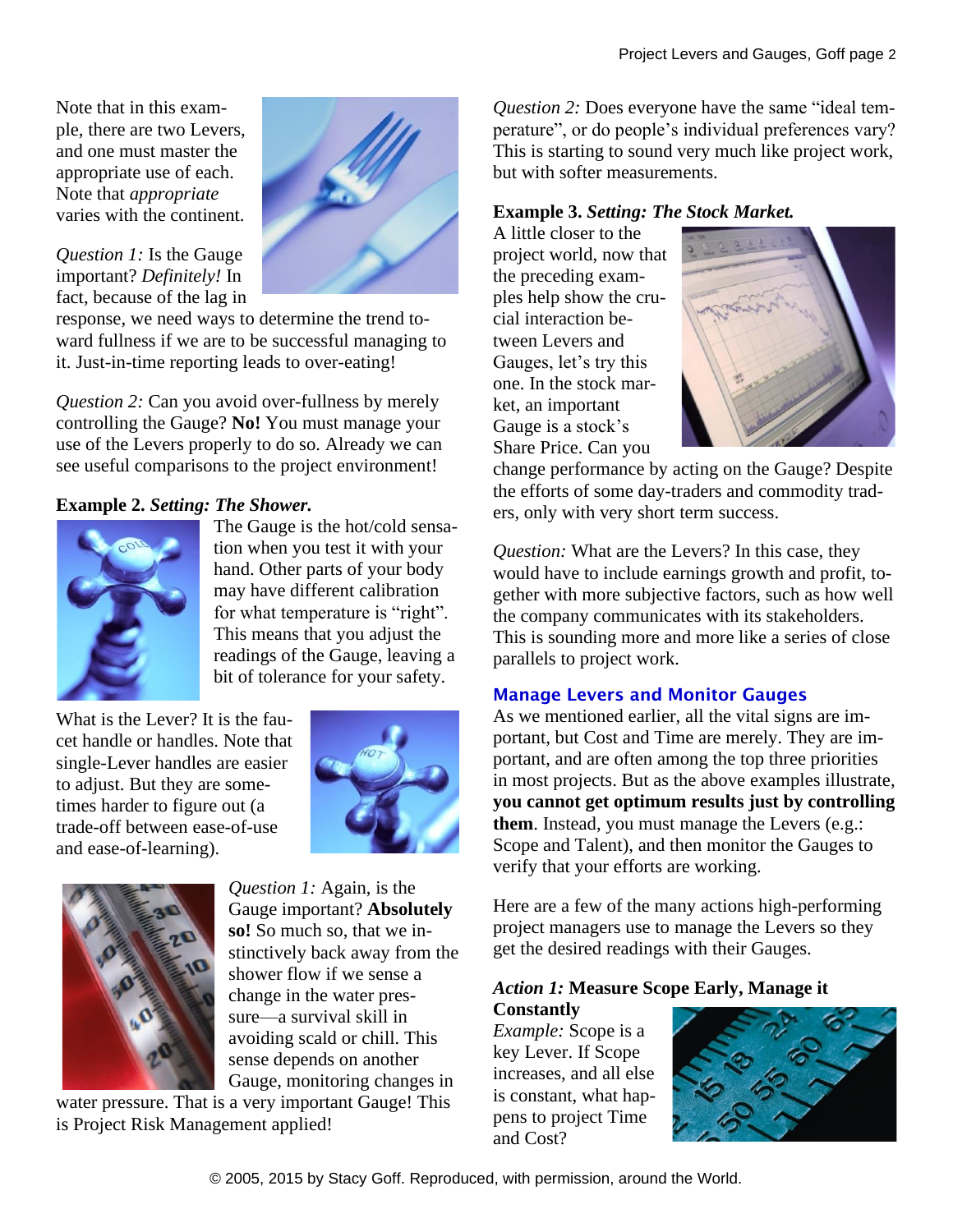Note that in this example, there are two Levers, and one must master the appropriate use of each. Note that *appropriate* varies with the continent.

*Question 1:* Is the Gauge important? *Definitely!* In fact, because of the lag in response, we need ways to determine the trend toward fullness if we are to be successful managing to it. Just-in-time reporting leads to over-eating!

*Question 2:* Can you avoid over-fullness by merely controlling the Gauge? **No!** You must manage your use of the Levers properly to do so. Already we can see useful comparisons to the project environment!

**Example 2.** ***Setting: The Shower.***

The Gauge is the hot/cold sensation when you test it with your hand. Other parts of your body may have different calibration for what temperature is "right". This means that you adjust the readings of the Gauge, leaving a bit of tolerance for your safety.

What is the Lever? It is the faucet handle or handles. Note that single-Lever handles are easier to adjust. But they are sometimes harder to figure out (a trade-off between ease-of-use and ease-of-learning).

*Question 1:* Again, is the Gauge important? **Absolutely so!** So much so, that we instinctively back away from the shower flow if we sense a change in the water pressure—a survival skill in avoiding scald or chill. This sense depends on another Gauge, monitoring changes in water pressure. That is a very important Gauge! This is Project Risk Management applied!

*Question 2:* Does everyone have the same "ideal temperature", or do people's individual preferences vary? This is starting to sound very much like project work, but with softer measurements.

**Example 3.** ***Setting: The Stock Market.***

A little closer to the project world, now that the preceding examples help show the crucial interaction between Levers and Gauges, let's try this one. In the stock market, an important Gauge is a stock's Share Price. Can you change performance by acting on the Gauge? Despite the efforts of some day-traders and commodity traders, only with very short term success.

*Question:* What are the Levers? In this case, they would have to include earnings growth and profit, together with more subjective factors, such as how well the company communicates with its stakeholders. This is sounding more and more like a series of close parallels to project work.

## Manage Levers and Monitor Gauges

As we mentioned earlier, all the vital signs are important, but Cost and Time are merely. They are important, and are often among the top three priorities in most projects. But as the above examples illustrate, **you cannot get optimum results just by controlling them**. Instead, you must manage the Levers (e.g.: Scope and Talent), and then monitor the Gauges to verify that your efforts are working.

Here are a few of the many actions high-performing project managers use to manage the Levers so they get the desired readings with their Gauges.

### *Action 1:* Measure Scope Early, Manage it Constantly

*Example:* Scope is a key Lever. If Scope increases, and all else is constant, what happens to project Time and Cost?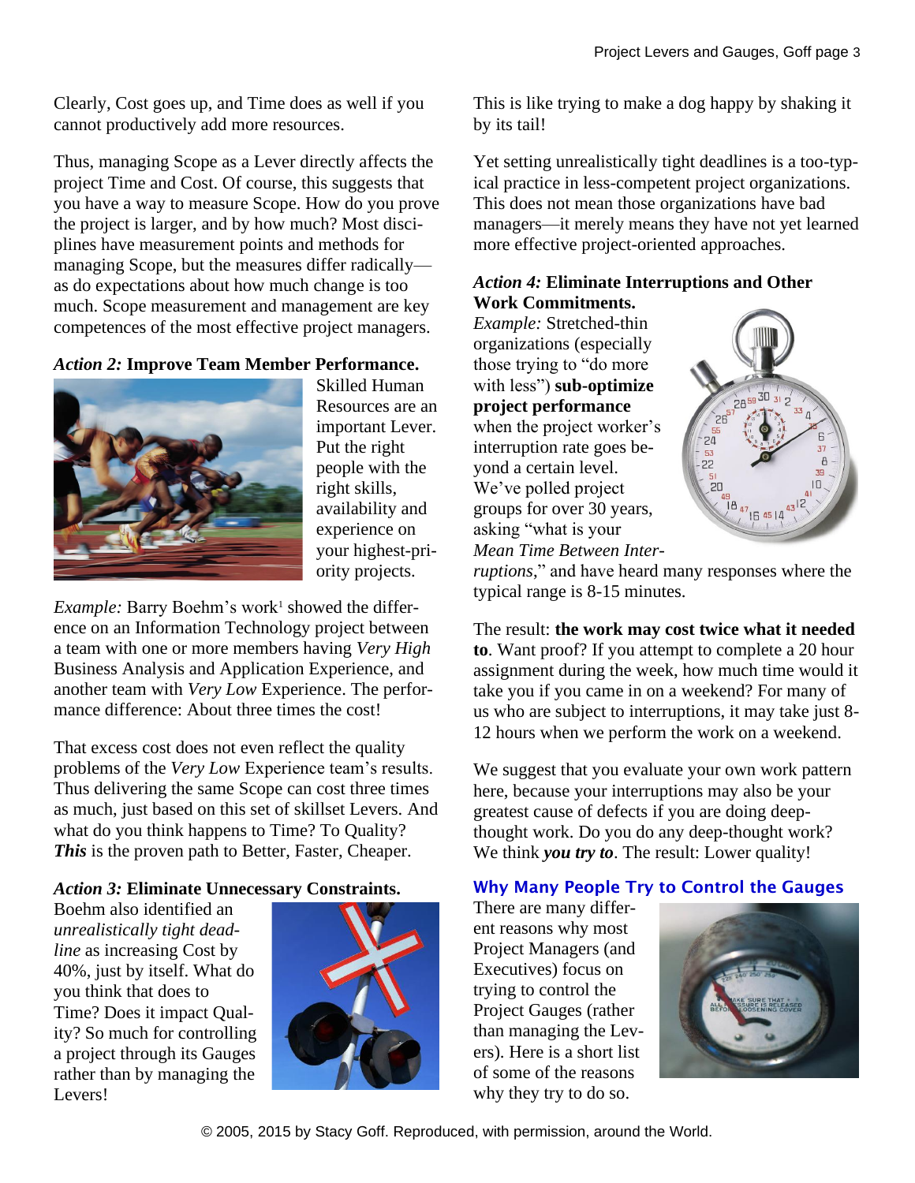Clearly, Cost goes up, and Time does as well if you cannot productively add more resources.

Thus, managing Scope as a Lever directly affects the project Time and Cost. Of course, this suggests that you have a way to measure Scope. How do you prove the project is larger, and by how much? Most disciplines have measurement points and methods for managing Scope, but the measures differ radically—as do expectations about how much change is too much. Scope measurement and management are key competences of the most effective project managers.

***Action 2:*** **Improve Team Member Performance.**

Skilled Human Resources are an important Lever. Put the right people with the right skills, availability and experience on your highest-priority projects.

*Example:* Barry Boehm's work[1] showed the difference on an Information Technology project between a team with one or more members having *Very High* Business Analysis and Application Experience, and another team with *Very Low* Experience. The performance difference: About three times the cost!

That excess cost does not even reflect the quality problems of the *Very Low* Experience team's results. Thus delivering the same Scope can cost three times as much, just based on this set of skillset Levers. And what do you think happens to Time? To Quality? ***This*** is the proven path to Better, Faster, Cheaper.

***Action 3:*** **Eliminate Unnecessary Constraints.**

Boehm also identified an *unrealistically tight deadline* as increasing Cost by 40%, just by itself. What do you think that does to Time? Does it impact Quality? So much for controlling a project through its Gauges rather than by managing the Levers!

This is like trying to make a dog happy by shaking it by its tail!

Yet setting unrealistically tight deadlines is a too-typical practice in less-competent project organizations. This does not mean those organizations have bad managers—it merely means they have not yet learned more effective project-oriented approaches.

***Action 4:*** **Eliminate Interruptions and Other Work Commitments.**

*Example:* Stretched-thin organizations (especially those trying to "do more with less") **sub-optimize project performance** when the project worker's interruption rate goes beyond a certain level. We've polled project groups for over 30 years, asking "what is your *Mean Time Between Interruptions*," and have heard many responses where the typical range is 8-15 minutes.

The result: **the work may cost twice what it needed to**. Want proof? If you attempt to complete a 20 hour assignment during the week, how much time would it take you if you came in on a weekend? For many of us who are subject to interruptions, it may take just 8-12 hours when we perform the work on a weekend.

We suggest that you evaluate your own work pattern here, because your interruptions may also be your greatest cause of defects if you are doing deep-thought work. Do you do any deep-thought work? We think ***you try to***. The result: Lower quality!

## Why Many People Try to Control the Gauges

There are many different reasons why most Project Managers (and Executives) focus on trying to control the Project Gauges (rather than managing the Levers). Here is a short list of some of the reasons why they try to do so.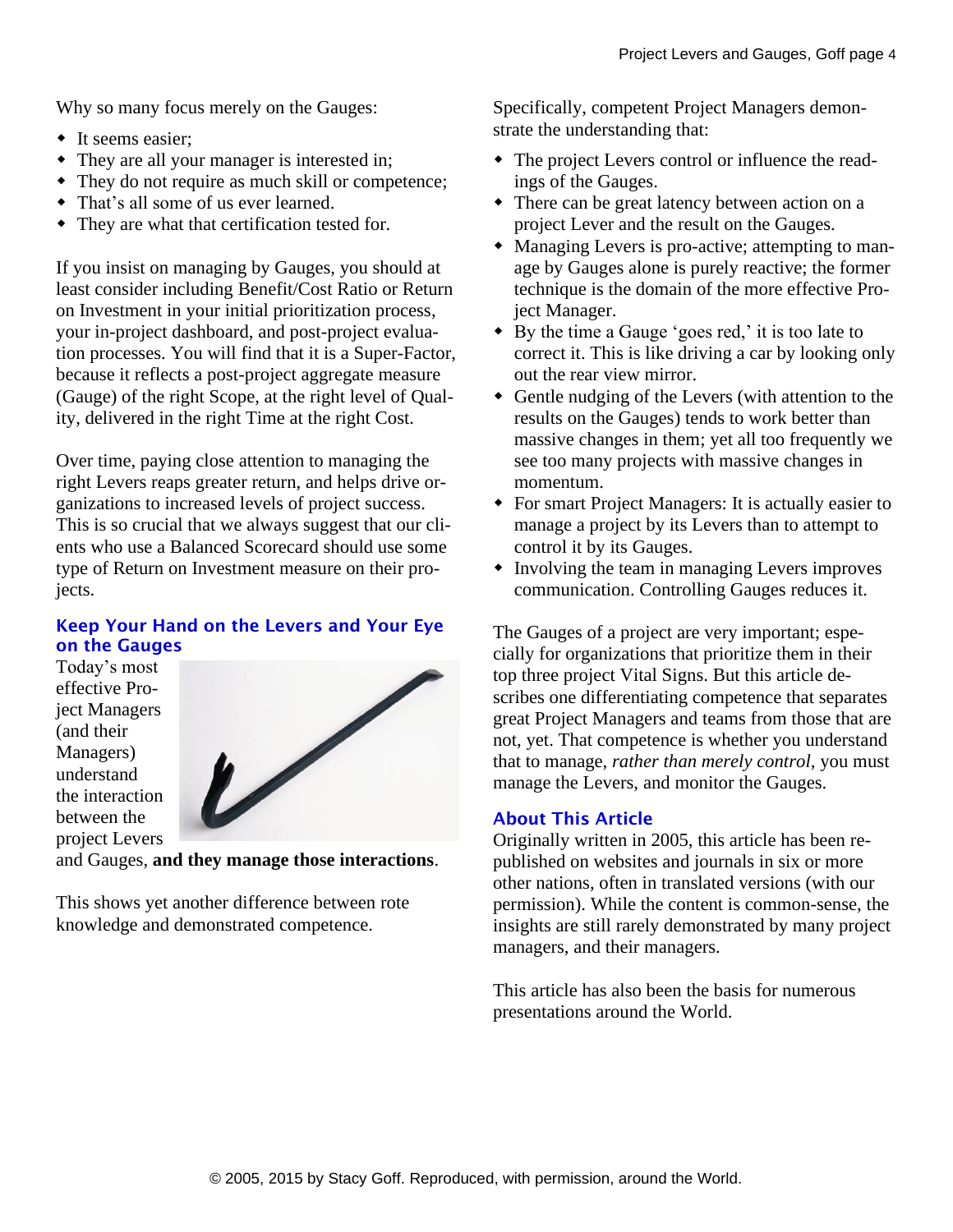Why so many focus merely on the Gauges:

- It seems easier;
- They are all your manager is interested in;
- They do not require as much skill or competence;
- That's all some of us ever learned.
- They are what that certification tested for.

If you insist on managing by Gauges, you should at least consider including Benefit/Cost Ratio or Return on Investment in your initial prioritization process, your in-project dashboard, and post-project evaluation processes. You will find that it is a Super-Factor, because it reflects a post-project aggregate measure (Gauge) of the right Scope, at the right level of Quality, delivered in the right Time at the right Cost.

Over time, paying close attention to managing the right Levers reaps greater return, and helps drive organizations to increased levels of project success. This is so crucial that we always suggest that our clients who use a Balanced Scorecard should use some type of Return on Investment measure on their projects.

## Keep Your Hand on the Levers and Your Eye on the Gauges

Today's most effective Project Managers (and their Managers) understand the interaction between the project Levers and Gauges, **and they manage those interactions**.

This shows yet another difference between rote knowledge and demonstrated competence.

Specifically, competent Project Managers demonstrate the understanding that:

- The project Levers control or influence the readings of the Gauges.
- There can be great latency between action on a project Lever and the result on the Gauges.
- Managing Levers is pro-active; attempting to manage by Gauges alone is purely reactive; the former technique is the domain of the more effective Project Manager.
- By the time a Gauge 'goes red,' it is too late to correct it. This is like driving a car by looking only out the rear view mirror.
- Gentle nudging of the Levers (with attention to the results on the Gauges) tends to work better than massive changes in them; yet all too frequently we see too many projects with massive changes in momentum.
- For smart Project Managers: It is actually easier to manage a project by its Levers than to attempt to control it by its Gauges.
- Involving the team in managing Levers improves communication. Controlling Gauges reduces it.

The Gauges of a project are very important; especially for organizations that prioritize them in their top three project Vital Signs. But this article describes one differentiating competence that separates great Project Managers and teams from those that are not, yet. That competence is whether you understand that to manage, *rather than merely control*, you must manage the Levers, and monitor the Gauges.

## About This Article

Originally written in 2005, this article has been republished on websites and journals in six or more other nations, often in translated versions (with our permission). While the content is common-sense, the insights are still rarely demonstrated by many project managers, and their managers.

This article has also been the basis for numerous presentations around the World.

© 2005, 2015 by Stacy Goff. Reproduced, with permission, around the World.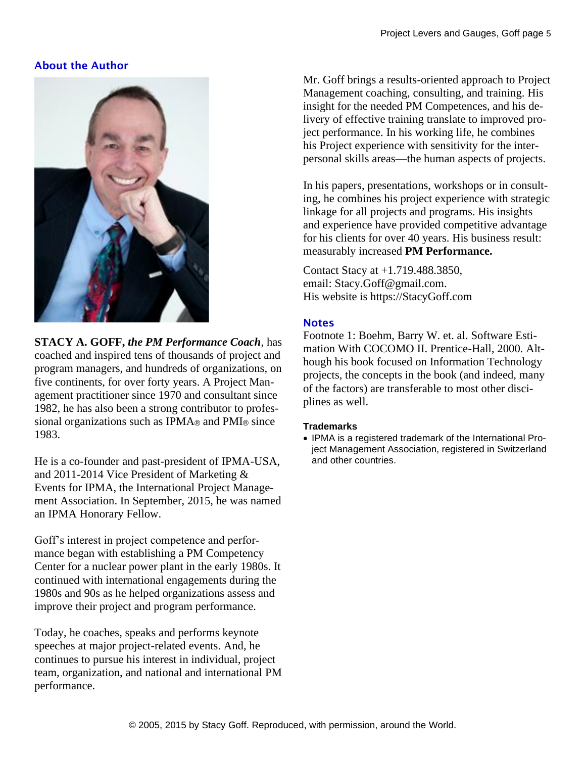## About the Author

**STACY A. GOFF, *the PM Performance Coach*,** has coached and inspired tens of thousands of project and program managers, and hundreds of organizations, on five continents, for over forty years. A Project Management practitioner since 1970 and consultant since 1982, he has also been a strong contributor to professional organizations such as IPMA® and PMI® since 1983.

He is a co-founder and past-president of IPMA-USA, and 2011-2014 Vice President of Marketing & Events for IPMA, the International Project Management Association. In September, 2015, he was named an IPMA Honorary Fellow.

Goff's interest in project competence and performance began with establishing a PM Competency Center for a nuclear power plant in the early 1980s. It continued with international engagements during the 1980s and 90s as he helped organizations assess and improve their project and program performance.

Today, he coaches, speaks and performs keynote speeches at major project-related events. And, he continues to pursue his interest in individual, project team, organization, and national and international PM performance.

Mr. Goff brings a results-oriented approach to Project Management coaching, consulting, and training. His insight for the needed PM Competences, and his delivery of effective training translate to improved project performance. In his working life, he combines his Project experience with sensitivity for the interpersonal skills areas—the human aspects of projects.

In his papers, presentations, workshops or in consulting, he combines his project experience with strategic linkage for all projects and programs. His insights and experience have provided competitive advantage for his clients for over 40 years. His business result: measurably increased **PM Performance.**

Contact Stacy at +1.719.488.3850,
email: Stacy.Goff@gmail.com.
His website is https://StacyGoff.com

## Notes

Footnote 1: Boehm, Barry W. et. al. Software Estimation With COCOMO II. Prentice-Hall, 2000. Although his book focused on Information Technology projects, the concepts in the book (and indeed, many of the factors) are transferable to most other disciplines as well.

### Trademarks

- IPMA is a registered trademark of the International Project Management Association, registered in Switzerland and other countries.

© 2005, 2015 by Stacy Goff. Reproduced, with permission, around the World.